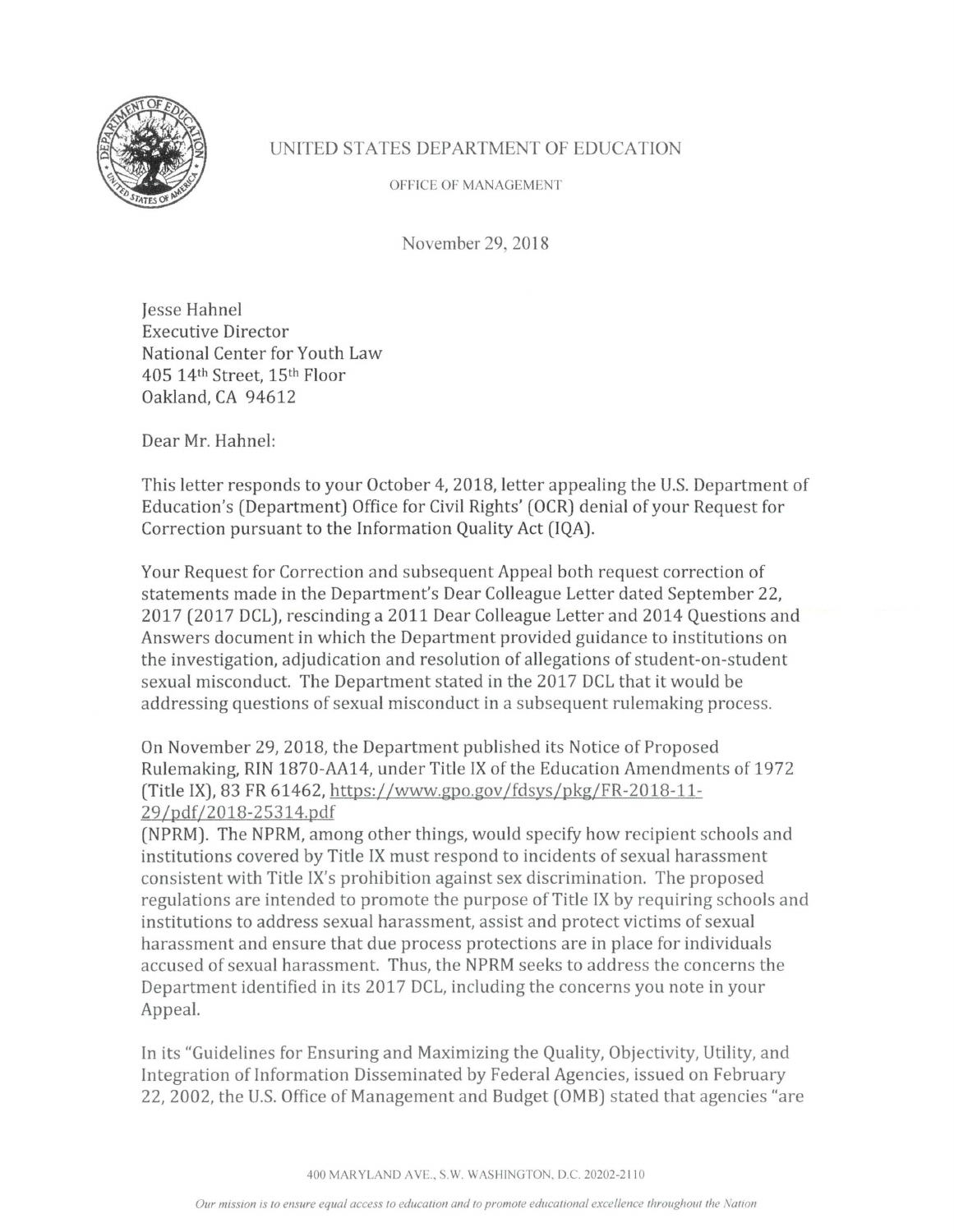# UNITED STATES DEPARTMENT OF EDUCATION

OFFICE OF MANAGEMENT

November 29, 2018

Jesse Hahnel
Executive Director
National Center for Youth Law
405 14th Street, 15th Floor
Oakland, CA 94612

Dear Mr. Hahnel:

This letter responds to your October 4, 2018, letter appealing the U.S. Department of Education's (Department) Office for Civil Rights' (OCR) denial of your Request for Correction pursuant to the Information Quality Act (IQA).

Your Request for Correction and subsequent Appeal both request correction of statements made in the Department's Dear Colleague Letter dated September 22, 2017 (2017 DCL), rescinding a 2011 Dear Colleague Letter and 2014 Questions and Answers document in which the Department provided guidance to institutions on the investigation, adjudication and resolution of allegations of student-on-student sexual misconduct. The Department stated in the 2017 DCL that it would be addressing questions of sexual misconduct in a subsequent rulemaking process.

On November 29, 2018, the Department published its Notice of Proposed Rulemaking, RIN 1870-AA14, under Title IX of the Education Amendments of 1972 (Title IX), 83 FR 61462, https://www.gpo.gov/fdsys/pkg/FR-2018-11-29/pdf/2018-25314.pdf
(NPRM). The NPRM, among other things, would specify how recipient schools and institutions covered by Title IX must respond to incidents of sexual harassment consistent with Title IX's prohibition against sex discrimination. The proposed regulations are intended to promote the purpose of Title IX by requiring schools and institutions to address sexual harassment, assist and protect victims of sexual harassment and ensure that due process protections are in place for individuals accused of sexual harassment. Thus, the NPRM seeks to address the concerns the Department identified in its 2017 DCL, including the concerns you note in your Appeal.

In its "Guidelines for Ensuring and Maximizing the Quality, Objectivity, Utility, and Integration of Information Disseminated by Federal Agencies, issued on February 22, 2002, the U.S. Office of Management and Budget (OMB) stated that agencies "are

400 MARYLAND AVE., S.W. WASHINGTON, D.C. 20202-2110

*Our mission is to ensure equal access to education and to promote educational excellence throughout the Nation*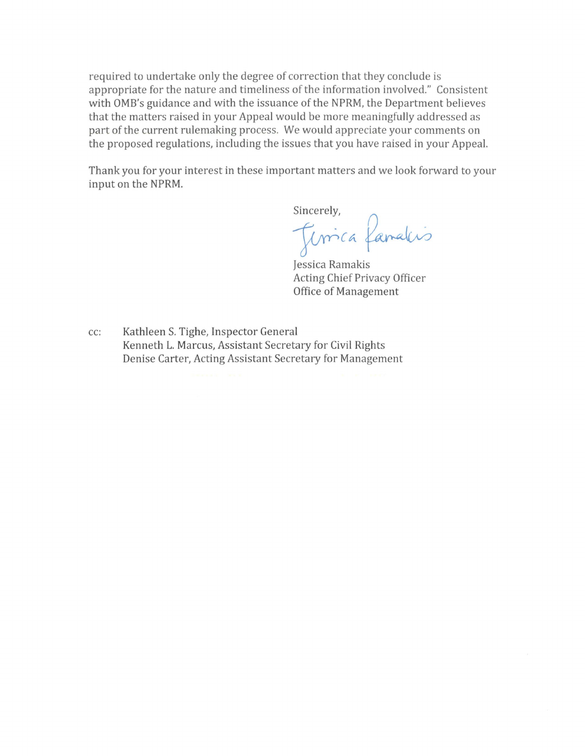required to undertake only the degree of correction that they conclude is appropriate for the nature and timeliness of the information involved." Consistent with OMB's guidance and with the issuance of the NPRM, the Department believes that the matters raised in your Appeal would be more meaningfully addressed as part of the current rulemaking process. We would appreciate your comments on the proposed regulations, including the issues that you have raised in your Appeal.

Thank you for your interest in these important matters and we look forward to your input on the NPRM.

Sincerely,

Jessica Ramakis
Acting Chief Privacy Officer
Office of Management

cc: Kathleen S. Tighe, Inspector General
Kenneth L. Marcus, Assistant Secretary for Civil Rights
Denise Carter, Acting Assistant Secretary for Management